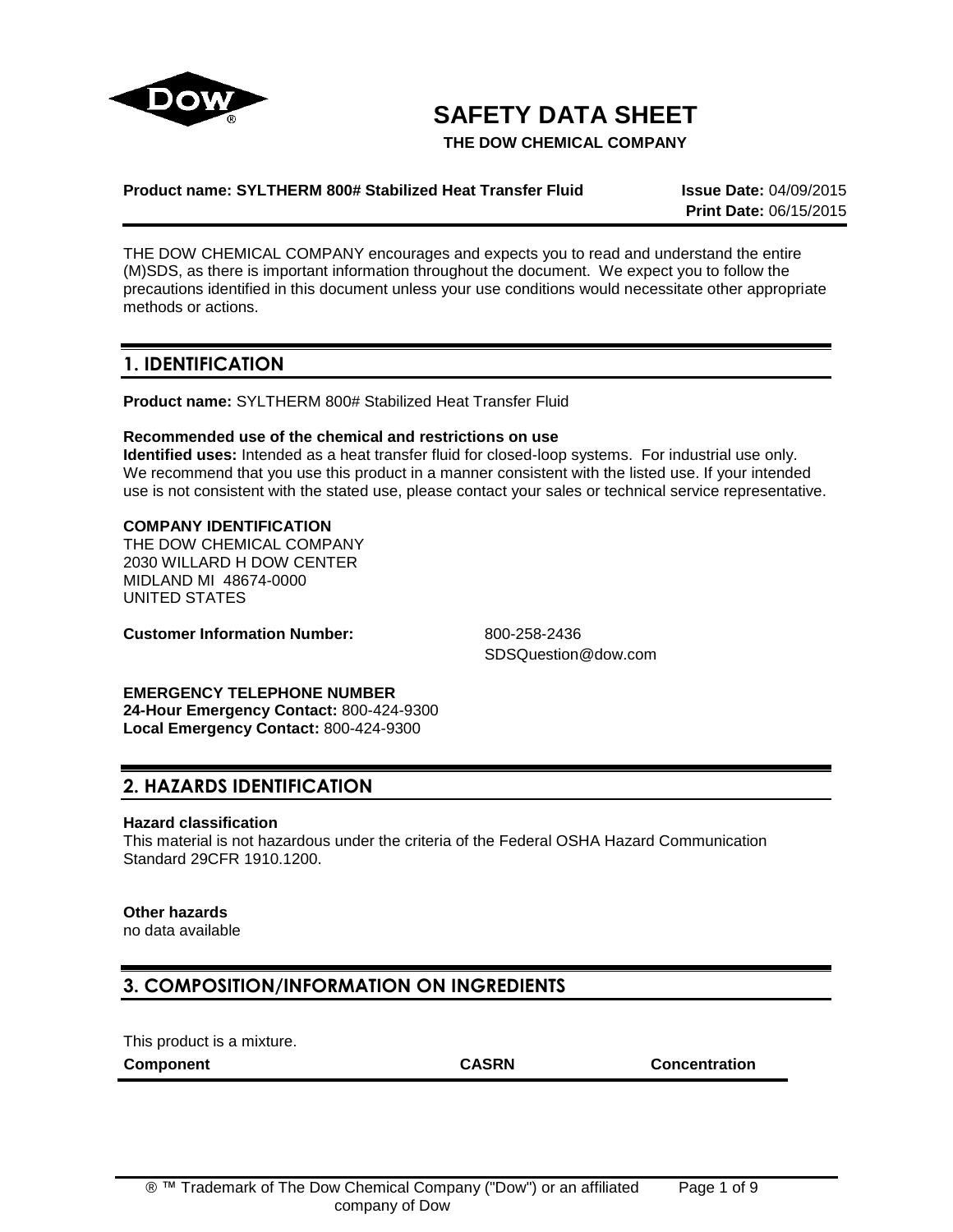# SAFETY DATA SHEET

**THE DOW CHEMICAL COMPANY**

**Product name: SYLTHERM 800# Stabilized Heat Transfer Fluid**

**Issue Date:** 04/09/2015
**Print Date:** 06/15/2015

THE DOW CHEMICAL COMPANY encourages and expects you to read and understand the entire (M)SDS, as there is important information throughout the document. We expect you to follow the precautions identified in this document unless your use conditions would necessitate other appropriate methods or actions.

## 1. IDENTIFICATION

**Product name:** SYLTHERM 800# Stabilized Heat Transfer Fluid

**Recommended use of the chemical and restrictions on use**
**Identified uses:** Intended as a heat transfer fluid for closed-loop systems. For industrial use only. We recommend that you use this product in a manner consistent with the listed use. If your intended use is not consistent with the stated use, please contact your sales or technical service representative.

**COMPANY IDENTIFICATION**
THE DOW CHEMICAL COMPANY
2030 WILLARD H DOW CENTER
MIDLAND MI 48674-0000
UNITED STATES

**Customer Information Number:** 800-258-2436
SDSQuestion@dow.com

**EMERGENCY TELEPHONE NUMBER**
**24-Hour Emergency Contact:** 800-424-9300
**Local Emergency Contact:** 800-424-9300

## 2. HAZARDS IDENTIFICATION

**Hazard classification**
This material is not hazardous under the criteria of the Federal OSHA Hazard Communication Standard 29CFR 1910.1200.

**Other hazards**
no data available

## 3. COMPOSITION/INFORMATION ON INGREDIENTS

This product is a mixture.

| Component | CASRN | Concentration |
|---|---|---|

® ™ Trademark of The Dow Chemical Company ("Dow") or an affiliated company of Dow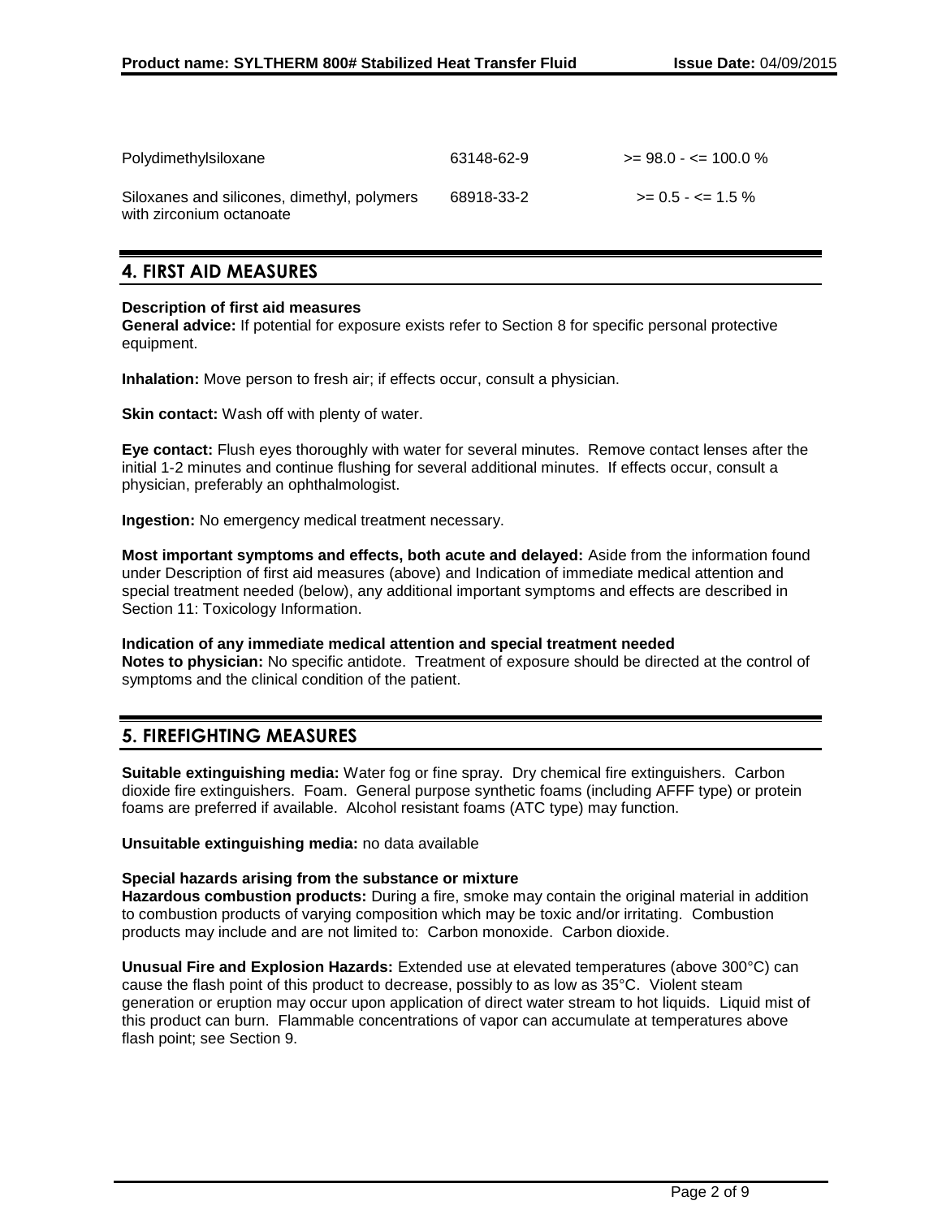| | | |
|---|---|---|
| Polydimethylsiloxane | 63148-62-9 | >= 98.0 - <= 100.0 % |
| Siloxanes and silicones, dimethyl, polymers with zirconium octanoate | 68918-33-2 | >= 0.5 - <= 1.5 % |

## 4. FIRST AID MEASURES

**Description of first aid measures**
**General advice:** If potential for exposure exists refer to Section 8 for specific personal protective equipment.

**Inhalation:** Move person to fresh air; if effects occur, consult a physician.

**Skin contact:** Wash off with plenty of water.

**Eye contact:** Flush eyes thoroughly with water for several minutes. Remove contact lenses after the initial 1-2 minutes and continue flushing for several additional minutes. If effects occur, consult a physician, preferably an ophthalmologist.

**Ingestion:** No emergency medical treatment necessary.

**Most important symptoms and effects, both acute and delayed:** Aside from the information found under Description of first aid measures (above) and Indication of immediate medical attention and special treatment needed (below), any additional important symptoms and effects are described in Section 11: Toxicology Information.

**Indication of any immediate medical attention and special treatment needed**
**Notes to physician:** No specific antidote. Treatment of exposure should be directed at the control of symptoms and the clinical condition of the patient.

## 5. FIREFIGHTING MEASURES

**Suitable extinguishing media:** Water fog or fine spray. Dry chemical fire extinguishers. Carbon dioxide fire extinguishers. Foam. General purpose synthetic foams (including AFFF type) or protein foams are preferred if available. Alcohol resistant foams (ATC type) may function.

**Unsuitable extinguishing media:** no data available

**Special hazards arising from the substance or mixture**
**Hazardous combustion products:** During a fire, smoke may contain the original material in addition to combustion products of varying composition which may be toxic and/or irritating. Combustion products may include and are not limited to: Carbon monoxide. Carbon dioxide.

**Unusual Fire and Explosion Hazards:** Extended use at elevated temperatures (above 300°C) can cause the flash point of this product to decrease, possibly to as low as 35°C. Violent steam generation or eruption may occur upon application of direct water stream to hot liquids. Liquid mist of this product can burn. Flammable concentrations of vapor can accumulate at temperatures above flash point; see Section 9.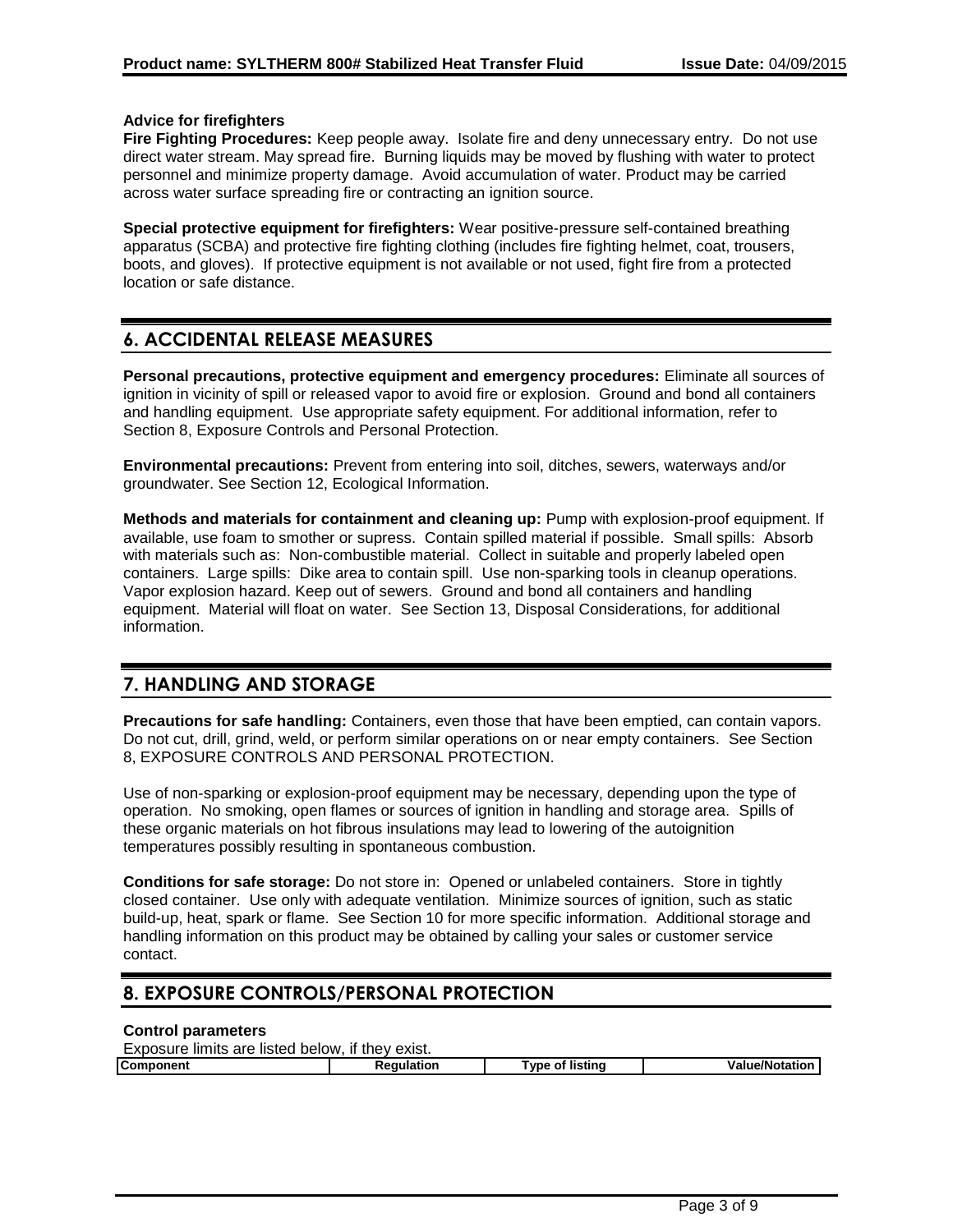**Advice for firefighters**

**Fire Fighting Procedures:** Keep people away. Isolate fire and deny unnecessary entry. Do not use direct water stream. May spread fire. Burning liquids may be moved by flushing with water to protect personnel and minimize property damage. Avoid accumulation of water. Product may be carried across water surface spreading fire or contracting an ignition source.

**Special protective equipment for firefighters:** Wear positive-pressure self-contained breathing apparatus (SCBA) and protective fire fighting clothing (includes fire fighting helmet, coat, trousers, boots, and gloves). If protective equipment is not available or not used, fight fire from a protected location or safe distance.

## 6. ACCIDENTAL RELEASE MEASURES

**Personal precautions, protective equipment and emergency procedures:** Eliminate all sources of ignition in vicinity of spill or released vapor to avoid fire or explosion. Ground and bond all containers and handling equipment. Use appropriate safety equipment. For additional information, refer to Section 8, Exposure Controls and Personal Protection.

**Environmental precautions:** Prevent from entering into soil, ditches, sewers, waterways and/or groundwater. See Section 12, Ecological Information.

**Methods and materials for containment and cleaning up:** Pump with explosion-proof equipment. If available, use foam to smother or supress. Contain spilled material if possible. Small spills: Absorb with materials such as: Non-combustible material. Collect in suitable and properly labeled open containers. Large spills: Dike area to contain spill. Use non-sparking tools in cleanup operations. Vapor explosion hazard. Keep out of sewers. Ground and bond all containers and handling equipment. Material will float on water. See Section 13, Disposal Considerations, for additional information.

## 7. HANDLING AND STORAGE

**Precautions for safe handling:** Containers, even those that have been emptied, can contain vapors. Do not cut, drill, grind, weld, or perform similar operations on or near empty containers. See Section 8, EXPOSURE CONTROLS AND PERSONAL PROTECTION.

Use of non-sparking or explosion-proof equipment may be necessary, depending upon the type of operation. No smoking, open flames or sources of ignition in handling and storage area. Spills of these organic materials on hot fibrous insulations may lead to lowering of the autoignition temperatures possibly resulting in spontaneous combustion.

**Conditions for safe storage:** Do not store in: Opened or unlabeled containers. Store in tightly closed container. Use only with adequate ventilation. Minimize sources of ignition, such as static build-up, heat, spark or flame. See Section 10 for more specific information. Additional storage and handling information on this product may be obtained by calling your sales or customer service contact.

## 8. EXPOSURE CONTROLS/PERSONAL PROTECTION

**Control parameters**

Exposure limits are listed below, if they exist.

| Component | Regulation | Type of listing | Value/Notation |
|---|---|---|---|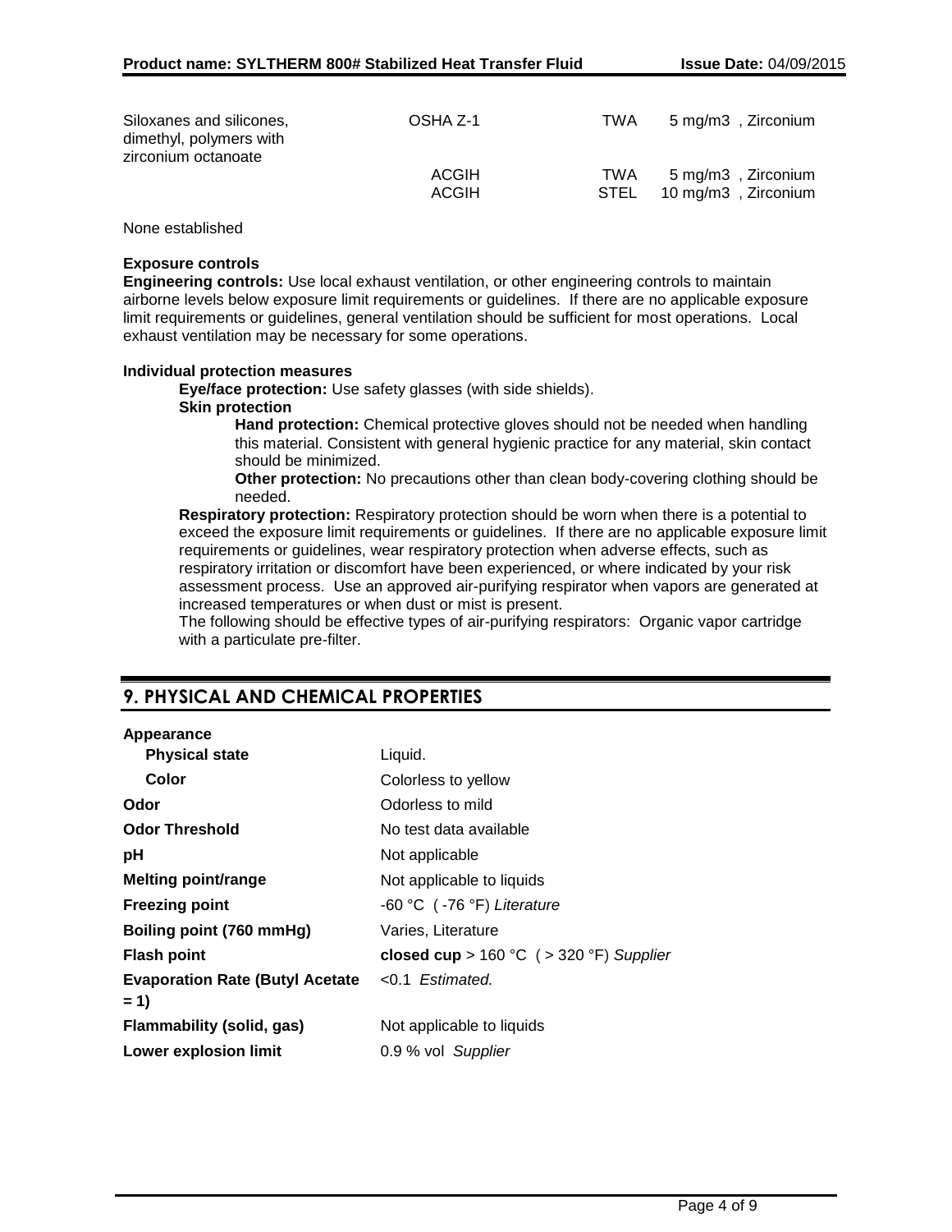| Component | Regulation | Type of listing | Value/Notation |
|---|---|---|---|
| Siloxanes and silicones, dimethyl, polymers with zirconium octanoate | OSHA Z-1 | TWA | 5 mg/m3 , Zirconium |
| | ACGIH | TWA | 5 mg/m3 , Zirconium |
| | ACGIH | STEL | 10 mg/m3 , Zirconium |

None established

**Exposure controls**

**Engineering controls:** Use local exhaust ventilation, or other engineering controls to maintain airborne levels below exposure limit requirements or guidelines. If there are no applicable exposure limit requirements or guidelines, general ventilation should be sufficient for most operations. Local exhaust ventilation may be necessary for some operations.

**Individual protection measures**

**Eye/face protection:** Use safety glasses (with side shields).

**Skin protection**

**Hand protection:** Chemical protective gloves should not be needed when handling this material. Consistent with general hygienic practice for any material, skin contact should be minimized.

**Other protection:** No precautions other than clean body-covering clothing should be needed.

**Respiratory protection:** Respiratory protection should be worn when there is a potential to exceed the exposure limit requirements or guidelines. If there are no applicable exposure limit requirements or guidelines, wear respiratory protection when adverse effects, such as respiratory irritation or discomfort have been experienced, or where indicated by your risk assessment process. Use an approved air-purifying respirator when vapors are generated at increased temperatures or when dust or mist is present.

The following should be effective types of air-purifying respirators: Organic vapor cartridge with a particulate pre-filter.

## 9. PHYSICAL AND CHEMICAL PROPERTIES

| Property | Value |
|---|---|
| **Appearance** | |
| **Physical state** | Liquid. |
| **Color** | Colorless to yellow |
| **Odor** | Odorless to mild |
| **Odor Threshold** | No test data available |
| **pH** | Not applicable |
| **Melting point/range** | Not applicable to liquids |
| **Freezing point** | -60 °C ( -76 °F) *Literature* |
| **Boiling point (760 mmHg)** | Varies, Literature |
| **Flash point** | **closed cup** > 160 °C ( > 320 °F) *Supplier* |
| **Evaporation Rate (Butyl Acetate = 1)** | <0.1 *Estimated.* |
| **Flammability (solid, gas)** | Not applicable to liquids |
| **Lower explosion limit** | 0.9 % vol *Supplier* |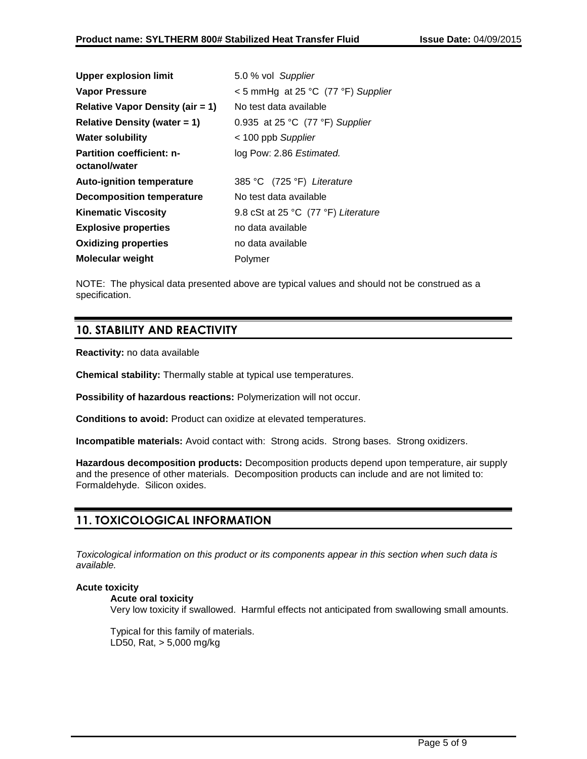| | |
|---|---|
| **Upper explosion limit** | 5.0 % vol *Supplier* |
| **Vapor Pressure** | < 5 mmHg at 25 °C (77 °F) *Supplier* |
| **Relative Vapor Density (air = 1)** | No test data available |
| **Relative Density (water = 1)** | 0.935 at 25 °C (77 °F) *Supplier* |
| **Water solubility** | < 100 ppb *Supplier* |
| **Partition coefficient: n-octanol/water** | log Pow: 2.86 *Estimated.* |
| **Auto-ignition temperature** | 385 °C (725 °F) *Literature* |
| **Decomposition temperature** | No test data available |
| **Kinematic Viscosity** | 9.8 cSt at 25 °C (77 °F) *Literature* |
| **Explosive properties** | no data available |
| **Oxidizing properties** | no data available |
| **Molecular weight** | Polymer |

NOTE: The physical data presented above are typical values and should not be construed as a specification.

## 10. STABILITY AND REACTIVITY

**Reactivity:** no data available

**Chemical stability:** Thermally stable at typical use temperatures.

**Possibility of hazardous reactions:** Polymerization will not occur.

**Conditions to avoid:** Product can oxidize at elevated temperatures.

**Incompatible materials:** Avoid contact with: Strong acids. Strong bases. Strong oxidizers.

**Hazardous decomposition products:** Decomposition products depend upon temperature, air supply and the presence of other materials. Decomposition products can include and are not limited to: Formaldehyde. Silicon oxides.

## 11. TOXICOLOGICAL INFORMATION

*Toxicological information on this product or its components appear in this section when such data is available.*

**Acute toxicity**

**Acute oral toxicity**

Very low toxicity if swallowed. Harmful effects not anticipated from swallowing small amounts.

Typical for this family of materials.
LD50, Rat, > 5,000 mg/kg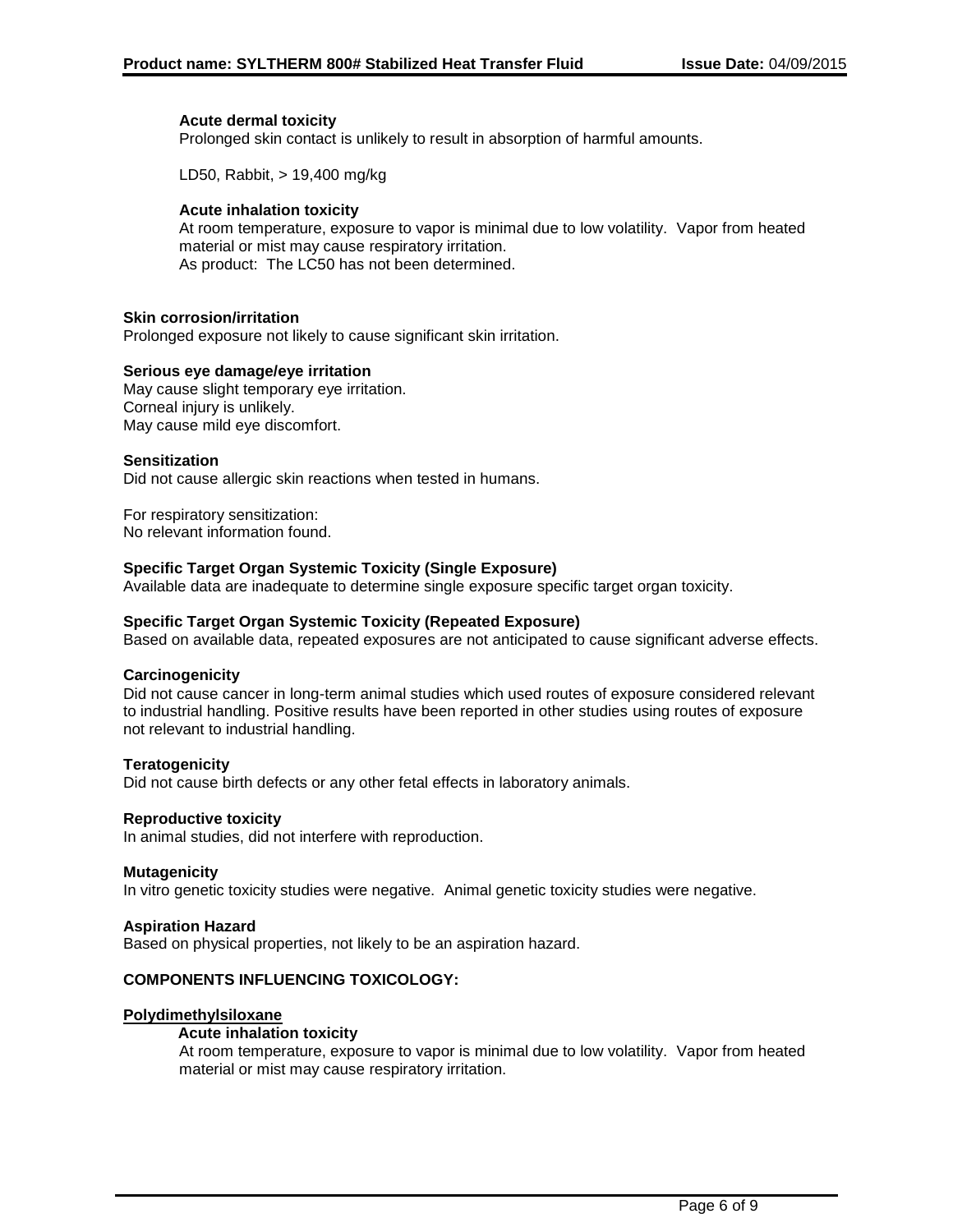**Acute dermal toxicity**

Prolonged skin contact is unlikely to result in absorption of harmful amounts.

LD50, Rabbit, > 19,400 mg/kg

**Acute inhalation toxicity**

At room temperature, exposure to vapor is minimal due to low volatility. Vapor from heated material or mist may cause respiratory irritation.
As product: The LC50 has not been determined.

**Skin corrosion/irritation**

Prolonged exposure not likely to cause significant skin irritation.

**Serious eye damage/eye irritation**

May cause slight temporary eye irritation.
Corneal injury is unlikely.
May cause mild eye discomfort.

**Sensitization**

Did not cause allergic skin reactions when tested in humans.

For respiratory sensitization:
No relevant information found.

**Specific Target Organ Systemic Toxicity (Single Exposure)**

Available data are inadequate to determine single exposure specific target organ toxicity.

**Specific Target Organ Systemic Toxicity (Repeated Exposure)**

Based on available data, repeated exposures are not anticipated to cause significant adverse effects.

**Carcinogenicity**

Did not cause cancer in long-term animal studies which used routes of exposure considered relevant to industrial handling. Positive results have been reported in other studies using routes of exposure not relevant to industrial handling.

**Teratogenicity**

Did not cause birth defects or any other fetal effects in laboratory animals.

**Reproductive toxicity**

In animal studies, did not interfere with reproduction.

**Mutagenicity**

In vitro genetic toxicity studies were negative. Animal genetic toxicity studies were negative.

**Aspiration Hazard**

Based on physical properties, not likely to be an aspiration hazard.

**COMPONENTS INFLUENCING TOXICOLOGY:**

**Polydimethylsiloxane**

**Acute inhalation toxicity**

At room temperature, exposure to vapor is minimal due to low volatility. Vapor from heated material or mist may cause respiratory irritation.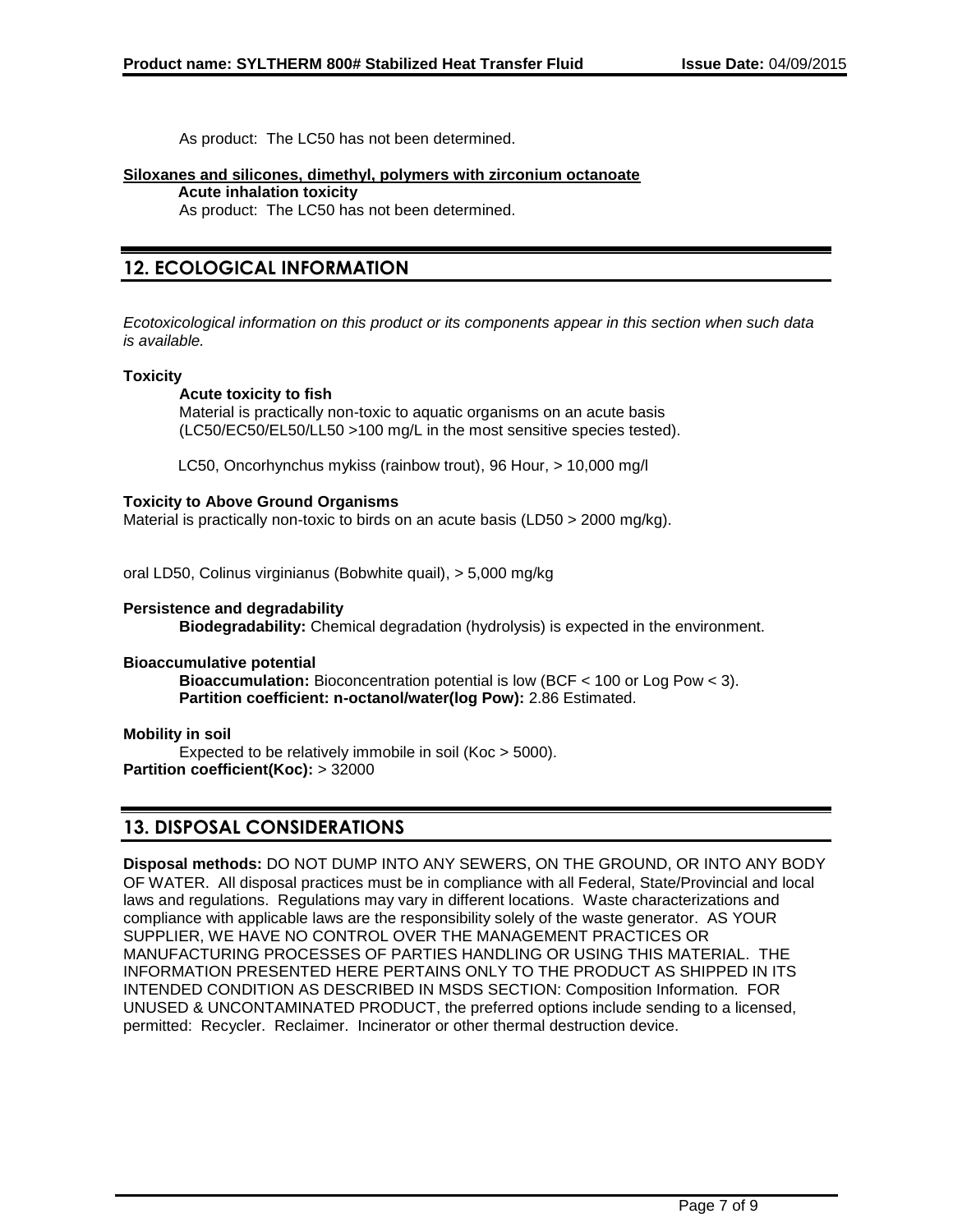As product: The LC50 has not been determined.

**Siloxanes and silicones, dimethyl, polymers with zirconium octanoate**

**Acute inhalation toxicity**

As product: The LC50 has not been determined.

## 12. ECOLOGICAL INFORMATION

*Ecotoxicological information on this product or its components appear in this section when such data is available.*

**Toxicity**

**Acute toxicity to fish**

Material is practically non-toxic to aquatic organisms on an acute basis (LC50/EC50/EL50/LL50 >100 mg/L in the most sensitive species tested).

LC50, Oncorhynchus mykiss (rainbow trout), 96 Hour, > 10,000 mg/l

**Toxicity to Above Ground Organisms**

Material is practically non-toxic to birds on an acute basis (LD50 > 2000 mg/kg).

oral LD50, Colinus virginianus (Bobwhite quail), > 5,000 mg/kg

**Persistence and degradability**

**Biodegradability:** Chemical degradation (hydrolysis) is expected in the environment.

**Bioaccumulative potential**

**Bioaccumulation:** Bioconcentration potential is low (BCF < 100 or Log Pow < 3).

**Partition coefficient: n-octanol/water(log Pow):** 2.86 Estimated.

**Mobility in soil**

Expected to be relatively immobile in soil (Koc > 5000).

**Partition coefficient(Koc):** > 32000

## 13. DISPOSAL CONSIDERATIONS

**Disposal methods:** DO NOT DUMP INTO ANY SEWERS, ON THE GROUND, OR INTO ANY BODY OF WATER. All disposal practices must be in compliance with all Federal, State/Provincial and local laws and regulations. Regulations may vary in different locations. Waste characterizations and compliance with applicable laws are the responsibility solely of the waste generator. AS YOUR SUPPLIER, WE HAVE NO CONTROL OVER THE MANAGEMENT PRACTICES OR MANUFACTURING PROCESSES OF PARTIES HANDLING OR USING THIS MATERIAL. THE INFORMATION PRESENTED HERE PERTAINS ONLY TO THE PRODUCT AS SHIPPED IN ITS INTENDED CONDITION AS DESCRIBED IN MSDS SECTION: Composition Information. FOR UNUSED & UNCONTAMINATED PRODUCT, the preferred options include sending to a licensed, permitted: Recycler. Reclaimer. Incinerator or other thermal destruction device.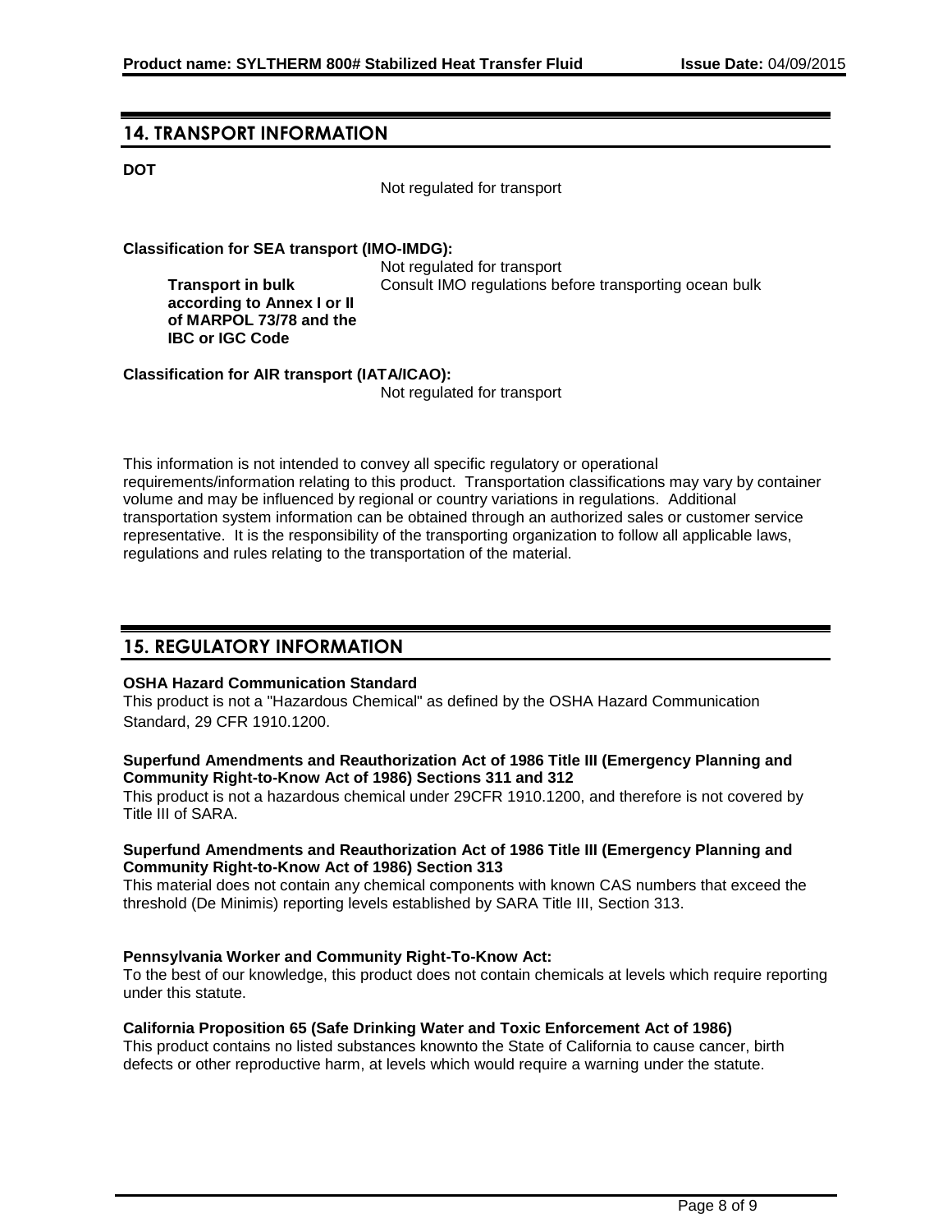## 14. TRANSPORT INFORMATION

**DOT**

Not regulated for transport

**Classification for SEA transport (IMO-IMDG):**

Not regulated for transport

**Transport in bulk according to Annex I or II of MARPOL 73/78 and the IBC or IGC Code**: Consult IMO regulations before transporting ocean bulk

**Classification for AIR transport (IATA/ICAO):**

Not regulated for transport

This information is not intended to convey all specific regulatory or operational requirements/information relating to this product. Transportation classifications may vary by container volume and may be influenced by regional or country variations in regulations. Additional transportation system information can be obtained through an authorized sales or customer service representative. It is the responsibility of the transporting organization to follow all applicable laws, regulations and rules relating to the transportation of the material.

## 15. REGULATORY INFORMATION

**OSHA Hazard Communication Standard**

This product is not a "Hazardous Chemical" as defined by the OSHA Hazard Communication Standard, 29 CFR 1910.1200.

**Superfund Amendments and Reauthorization Act of 1986 Title III (Emergency Planning and Community Right-to-Know Act of 1986) Sections 311 and 312**

This product is not a hazardous chemical under 29CFR 1910.1200, and therefore is not covered by Title III of SARA.

**Superfund Amendments and Reauthorization Act of 1986 Title III (Emergency Planning and Community Right-to-Know Act of 1986) Section 313**

This material does not contain any chemical components with known CAS numbers that exceed the threshold (De Minimis) reporting levels established by SARA Title III, Section 313.

**Pennsylvania Worker and Community Right-To-Know Act:**

To the best of our knowledge, this product does not contain chemicals at levels which require reporting under this statute.

**California Proposition 65 (Safe Drinking Water and Toxic Enforcement Act of 1986)**

This product contains no listed substances knownto the State of California to cause cancer, birth defects or other reproductive harm, at levels which would require a warning under the statute.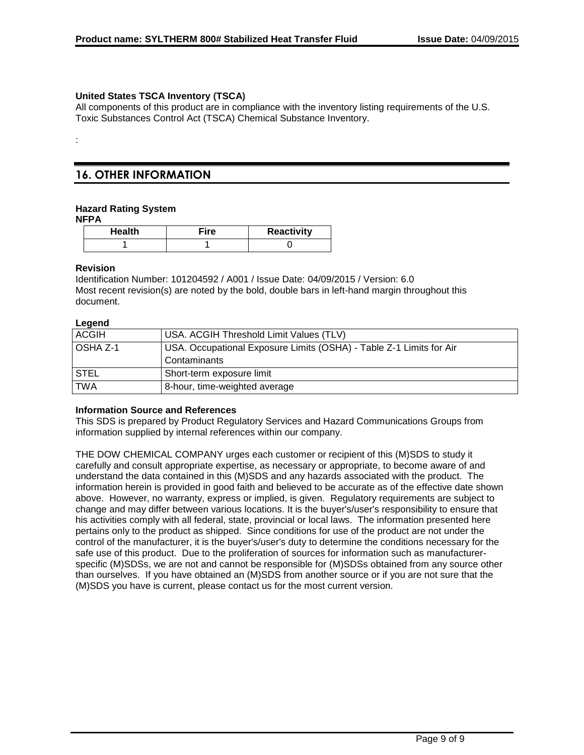**United States TSCA Inventory (TSCA)**

All components of this product are in compliance with the inventory listing requirements of the U.S. Toxic Substances Control Act (TSCA) Chemical Substance Inventory.

:

## 16. OTHER INFORMATION

**Hazard Rating System**

**NFPA**

| Health | Fire | Reactivity |
|---|---|---|
| 1 | 1 | 0 |

**Revision**

Identification Number: 101204592 / A001 / Issue Date: 04/09/2015 / Version: 6.0

Most recent revision(s) are noted by the bold, double bars in left-hand margin throughout this document.

**Legend**

| | |
|---|---|
| ACGIH | USA. ACGIH Threshold Limit Values (TLV) |
| OSHA Z-1 | USA. Occupational Exposure Limits (OSHA) - Table Z-1 Limits for Air Contaminants |
| STEL | Short-term exposure limit |
| TWA | 8-hour, time-weighted average |

**Information Source and References**

This SDS is prepared by Product Regulatory Services and Hazard Communications Groups from information supplied by internal references within our company.

THE DOW CHEMICAL COMPANY urges each customer or recipient of this (M)SDS to study it carefully and consult appropriate expertise, as necessary or appropriate, to become aware of and understand the data contained in this (M)SDS and any hazards associated with the product. The information herein is provided in good faith and believed to be accurate as of the effective date shown above. However, no warranty, express or implied, is given. Regulatory requirements are subject to change and may differ between various locations. It is the buyer's/user's responsibility to ensure that his activities comply with all federal, state, provincial or local laws. The information presented here pertains only to the product as shipped. Since conditions for use of the product are not under the control of the manufacturer, it is the buyer's/user's duty to determine the conditions necessary for the safe use of this product. Due to the proliferation of sources for information such as manufacturer-specific (M)SDSs, we are not and cannot be responsible for (M)SDSs obtained from any source other than ourselves. If you have obtained an (M)SDS from another source or if you are not sure that the (M)SDS you have is current, please contact us for the most current version.